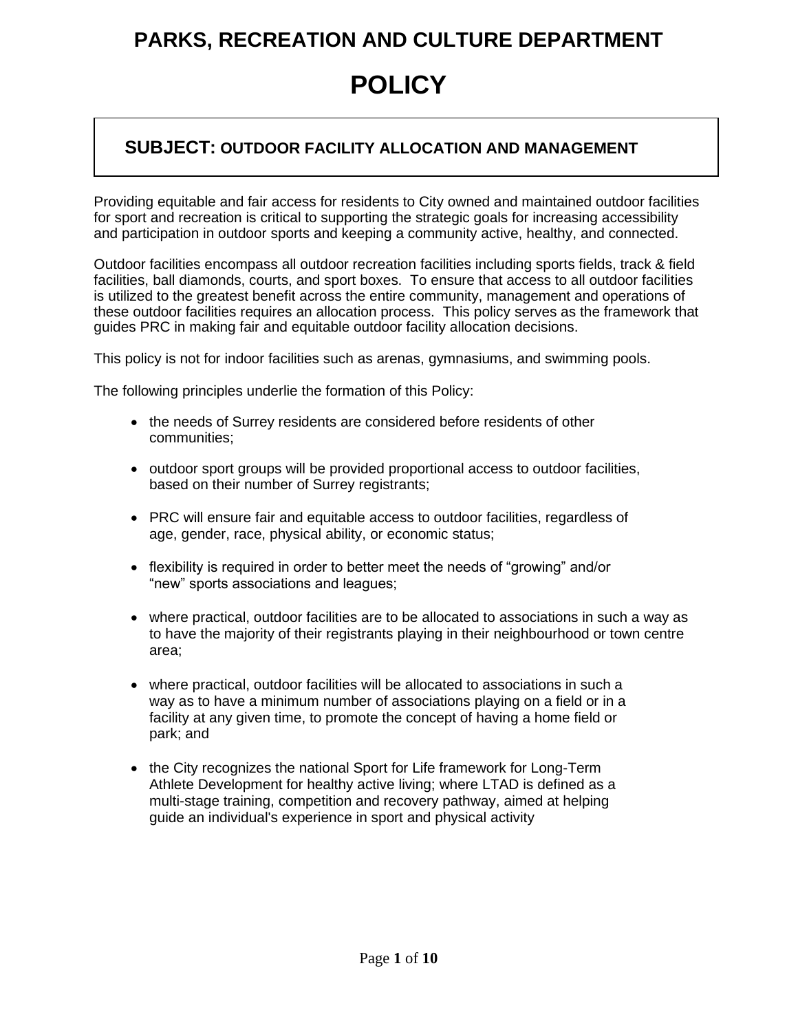# PARKS, RECREATION AND CULTURE DEPARTMENT

# POLICY

## SUBJECT: OUTDOOR FACILITY ALLOCATION AND MANAGEMENT

Providing equitable and fair access for residents to City owned and maintained outdoor facilities for sport and recreation is critical to supporting the strategic goals for increasing accessibility and participation in outdoor sports and keeping a community active, healthy, and connected.

Outdoor facilities encompass all outdoor recreation facilities including sports fields, track & field facilities, ball diamonds, courts, and sport boxes. To ensure that access to all outdoor facilities is utilized to the greatest benefit across the entire community, management and operations of these outdoor facilities requires an allocation process. This policy serves as the framework that guides PRC in making fair and equitable outdoor facility allocation decisions.

This policy is not for indoor facilities such as arenas, gymnasiums, and swimming pools.

The following principles underlie the formation of this Policy:

- the needs of Surrey residents are considered before residents of other communities;
- outdoor sport groups will be provided proportional access to outdoor facilities, based on their number of Surrey registrants;
- PRC will ensure fair and equitable access to outdoor facilities, regardless of age, gender, race, physical ability, or economic status;
- flexibility is required in order to better meet the needs of "growing" and/or "new" sports associations and leagues;
- where practical, outdoor facilities are to be allocated to associations in such a way as to have the majority of their registrants playing in their neighbourhood or town centre area;
- where practical, outdoor facilities will be allocated to associations in such a way as to have a minimum number of associations playing on a field or in a facility at any given time, to promote the concept of having a home field or park; and
- the City recognizes the national Sport for Life framework for Long-Term Athlete Development for healthy active living; where LTAD is defined as a multi-stage training, competition and recovery pathway, aimed at helping guide an individual's experience in sport and physical activity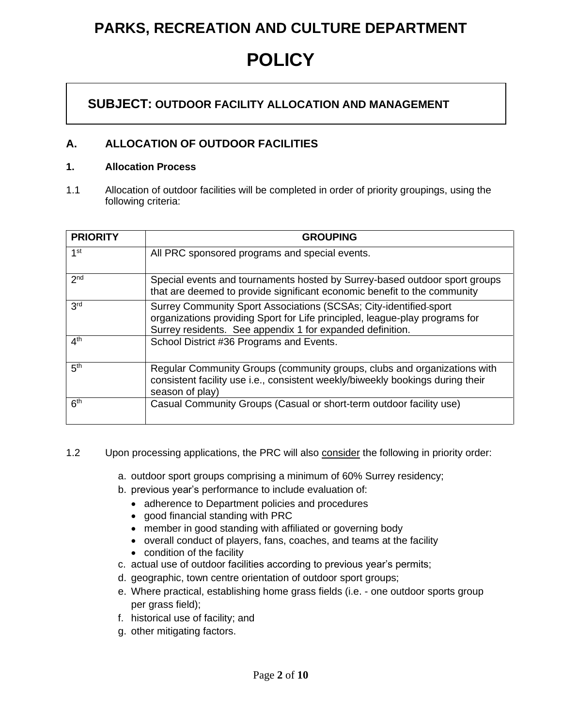# PARKS, RECREATION AND CULTURE DEPARTMENT

# POLICY

## SUBJECT: OUTDOOR FACILITY ALLOCATION AND MANAGEMENT

### A. ALLOCATION OF OUTDOOR FACILITIES

#### 1. Allocation Process

1.1 Allocation of outdoor facilities will be completed in order of priority groupings, using the following criteria:

| PRIORITY | GROUPING |
|---|---|
| 1st | All PRC sponsored programs and special events. |
| 2nd | Special events and tournaments hosted by Surrey-based outdoor sport groups that are deemed to provide significant economic benefit to the community |
| 3rd | Surrey Community Sport Associations (SCSAs; City-identified sport organizations providing Sport for Life principled, league-play programs for Surrey residents. See appendix 1 for expanded definition. |
| 4th | School District #36 Programs and Events. |
| 5th | Regular Community Groups (community groups, clubs and organizations with consistent facility use i.e., consistent weekly/biweekly bookings during their season of play) |
| 6th | Casual Community Groups (Casual or short-term outdoor facility use) |

1.2 Upon processing applications, the PRC will also consider the following in priority order:

a. outdoor sport groups comprising a minimum of 60% Surrey residency;
b. previous year's performance to include evaluation of:
   - adherence to Department policies and procedures
   - good financial standing with PRC
   - member in good standing with affiliated or governing body
   - overall conduct of players, fans, coaches, and teams at the facility
   - condition of the facility
c. actual use of outdoor facilities according to previous year's permits;
d. geographic, town centre orientation of outdoor sport groups;
e. Where practical, establishing home grass fields (i.e. - one outdoor sports group per grass field);
f. historical use of facility; and
g. other mitigating factors.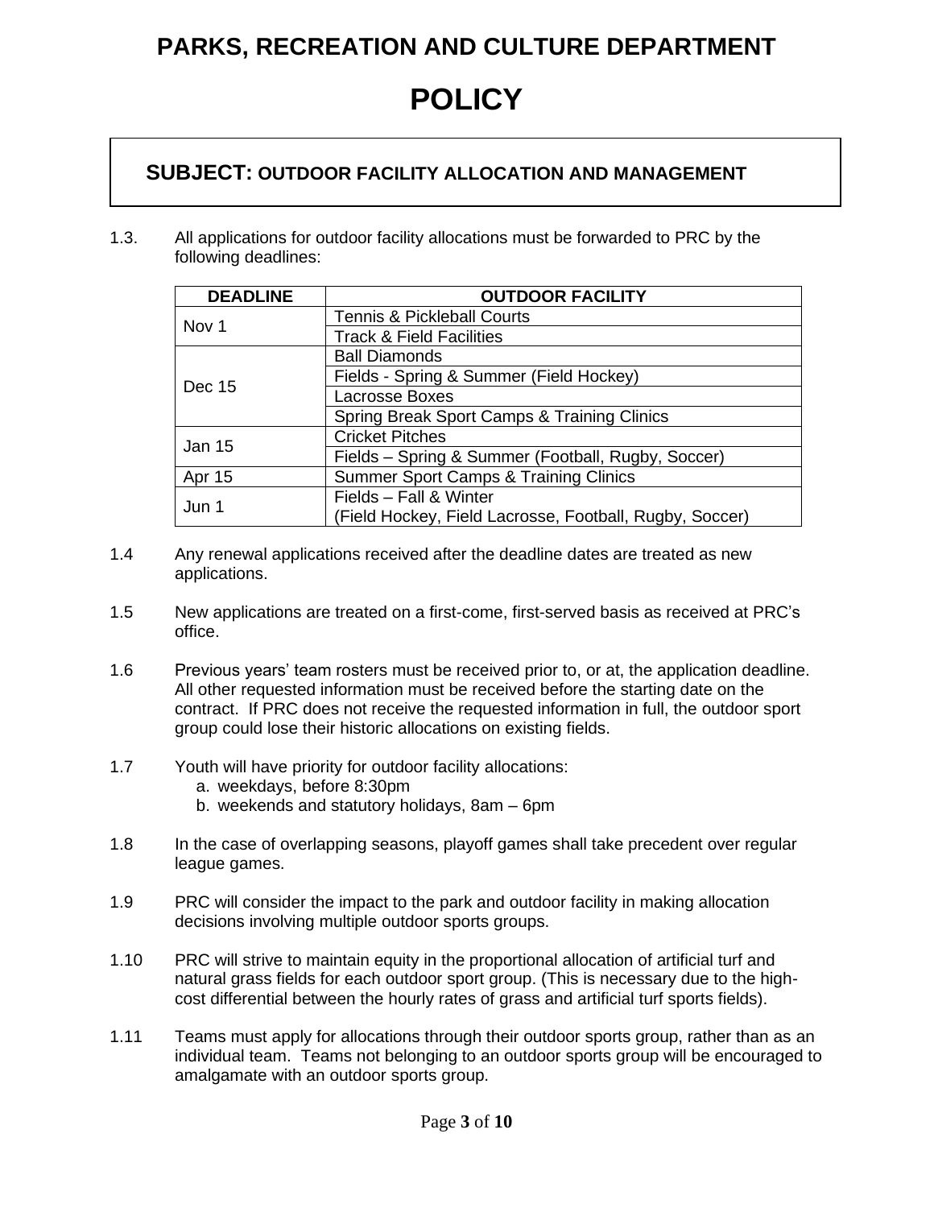# PARKS, RECREATION AND CULTURE DEPARTMENT

# POLICY

## SUBJECT: OUTDOOR FACILITY ALLOCATION AND MANAGEMENT

1.3. All applications for outdoor facility allocations must be forwarded to PRC by the following deadlines:

| DEADLINE | OUTDOOR FACILITY |
|---|---|
| Nov 1 | Tennis & Pickleball Courts |
| | Track & Field Facilities |
| Dec 15 | Ball Diamonds |
| | Fields - Spring & Summer (Field Hockey) |
| | Lacrosse Boxes |
| | Spring Break Sport Camps & Training Clinics |
| Jan 15 | Cricket Pitches |
| | Fields – Spring & Summer (Football, Rugby, Soccer) |
| Apr 15 | Summer Sport Camps & Training Clinics |
| Jun 1 | Fields – Fall & Winter (Field Hockey, Field Lacrosse, Football, Rugby, Soccer) |

1.4 Any renewal applications received after the deadline dates are treated as new applications.

1.5 New applications are treated on a first-come, first-served basis as received at PRC's office.

1.6 Previous years' team rosters must be received prior to, or at, the application deadline. All other requested information must be received before the starting date on the contract. If PRC does not receive the requested information in full, the outdoor sport group could lose their historic allocations on existing fields.

1.7 Youth will have priority for outdoor facility allocations:
   a. weekdays, before 8:30pm
   b. weekends and statutory holidays, 8am – 6pm

1.8 In the case of overlapping seasons, playoff games shall take precedent over regular league games.

1.9 PRC will consider the impact to the park and outdoor facility in making allocation decisions involving multiple outdoor sports groups.

1.10 PRC will strive to maintain equity in the proportional allocation of artificial turf and natural grass fields for each outdoor sport group. (This is necessary due to the high-cost differential between the hourly rates of grass and artificial turf sports fields).

1.11 Teams must apply for allocations through their outdoor sports group, rather than as an individual team. Teams not belonging to an outdoor sports group will be encouraged to amalgamate with an outdoor sports group.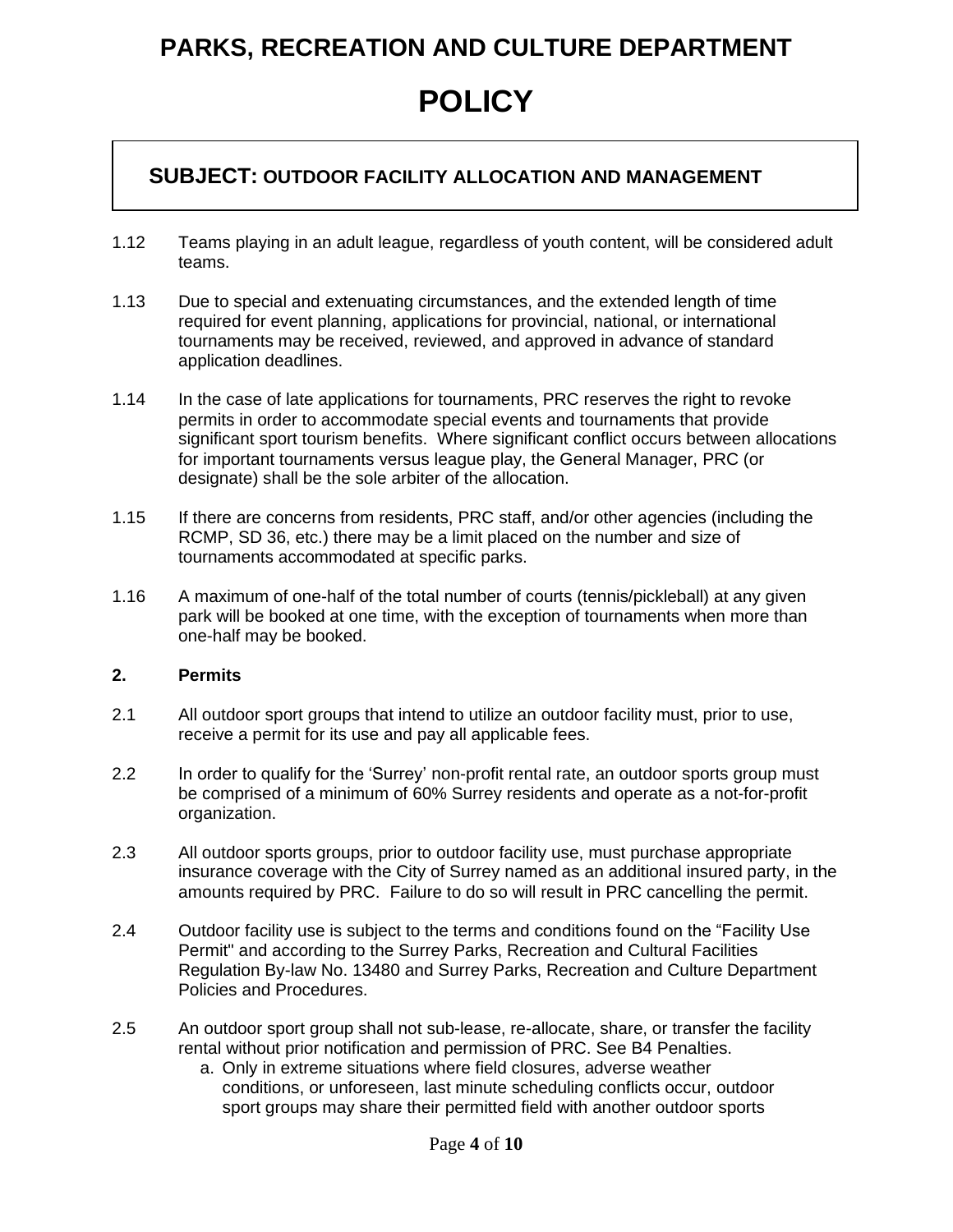1.12 Teams playing in an adult league, regardless of youth content, will be considered adult teams.

1.13 Due to special and extenuating circumstances, and the extended length of time required for event planning, applications for provincial, national, or international tournaments may be received, reviewed, and approved in advance of standard application deadlines.

1.14 In the case of late applications for tournaments, PRC reserves the right to revoke permits in order to accommodate special events and tournaments that provide significant sport tourism benefits. Where significant conflict occurs between allocations for important tournaments versus league play, the General Manager, PRC (or designate) shall be the sole arbiter of the allocation.

1.15 If there are concerns from residents, PRC staff, and/or other agencies (including the RCMP, SD 36, etc.) there may be a limit placed on the number and size of tournaments accommodated at specific parks.

1.16 A maximum of one-half of the total number of courts (tennis/pickleball) at any given park will be booked at one time, with the exception of tournaments when more than one-half may be booked.

**2. Permits**

2.1 All outdoor sport groups that intend to utilize an outdoor facility must, prior to use, receive a permit for its use and pay all applicable fees.

2.2 In order to qualify for the 'Surrey' non-profit rental rate, an outdoor sports group must be comprised of a minimum of 60% Surrey residents and operate as a not-for-profit organization.

2.3 All outdoor sports groups, prior to outdoor facility use, must purchase appropriate insurance coverage with the City of Surrey named as an additional insured party, in the amounts required by PRC. Failure to do so will result in PRC cancelling the permit.

2.4 Outdoor facility use is subject to the terms and conditions found on the "Facility Use Permit" and according to the Surrey Parks, Recreation and Cultural Facilities Regulation By-law No. 13480 and Surrey Parks, Recreation and Culture Department Policies and Procedures.

2.5 An outdoor sport group shall not sub-lease, re-allocate, share, or transfer the facility rental without prior notification and permission of PRC. See B4 Penalties.

   a. Only in extreme situations where field closures, adverse weather conditions, or unforeseen, last minute scheduling conflicts occur, outdoor sport groups may share their permitted field with another outdoor sports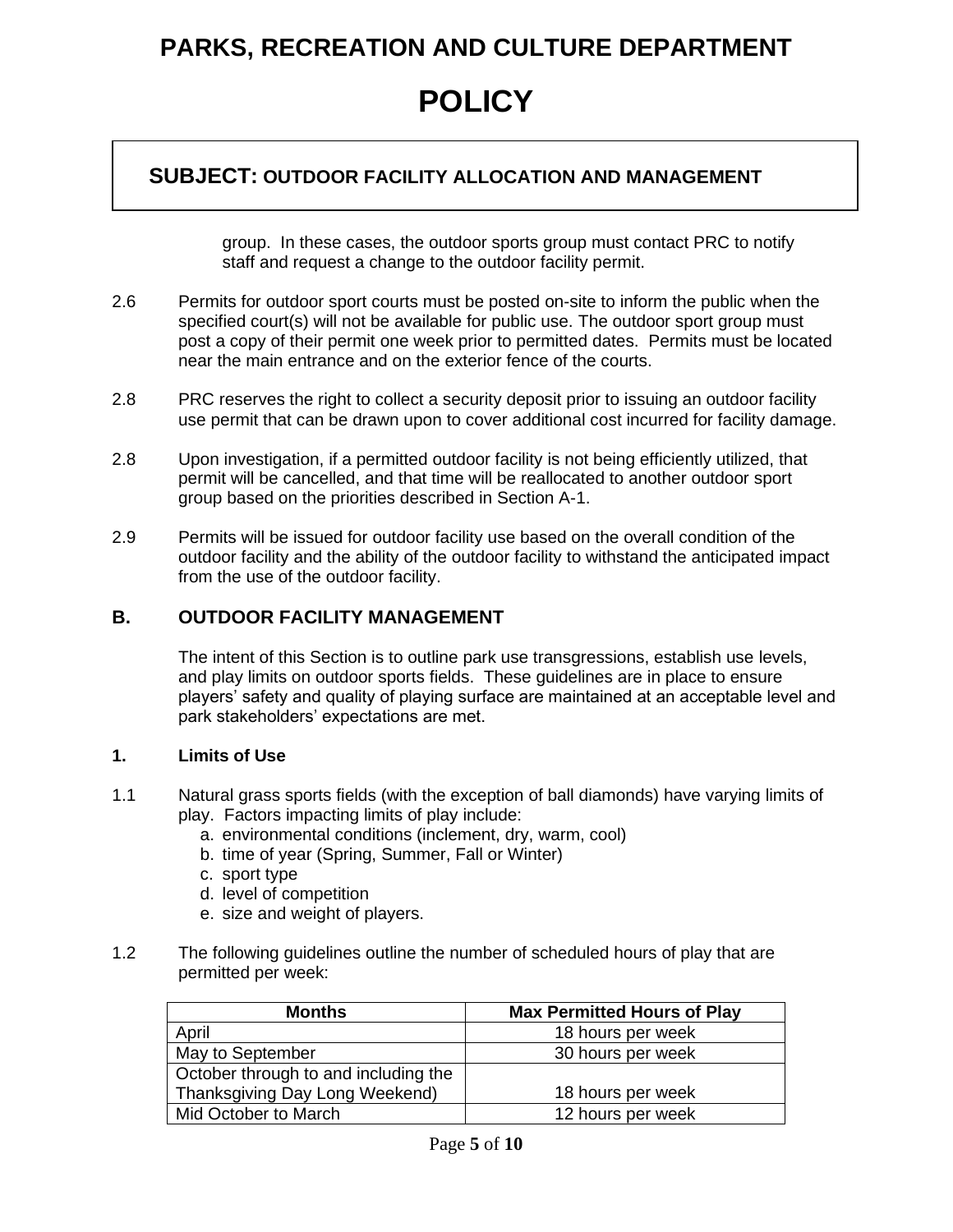group. In these cases, the outdoor sports group must contact PRC to notify staff and request a change to the outdoor facility permit.

2.6 Permits for outdoor sport courts must be posted on-site to inform the public when the specified court(s) will not be available for public use. The outdoor sport group must post a copy of their permit one week prior to permitted dates. Permits must be located near the main entrance and on the exterior fence of the courts.

2.8 PRC reserves the right to collect a security deposit prior to issuing an outdoor facility use permit that can be drawn upon to cover additional cost incurred for facility damage.

2.8 Upon investigation, if a permitted outdoor facility is not being efficiently utilized, that permit will be cancelled, and that time will be reallocated to another outdoor sport group based on the priorities described in Section A-1.

2.9 Permits will be issued for outdoor facility use based on the overall condition of the outdoor facility and the ability of the outdoor facility to withstand the anticipated impact from the use of the outdoor facility.

## B. OUTDOOR FACILITY MANAGEMENT

The intent of this Section is to outline park use transgressions, establish use levels, and play limits on outdoor sports fields. These guidelines are in place to ensure players' safety and quality of playing surface are maintained at an acceptable level and park stakeholders' expectations are met.

### 1. Limits of Use

1.1 Natural grass sports fields (with the exception of ball diamonds) have varying limits of play. Factors impacting limits of play include:

a. environmental conditions (inclement, dry, warm, cool)
b. time of year (Spring, Summer, Fall or Winter)
c. sport type
d. level of competition
e. size and weight of players.

1.2 The following guidelines outline the number of scheduled hours of play that are permitted per week:

| Months | Max Permitted Hours of Play |
|---|---|
| April | 18 hours per week |
| May to September | 30 hours per week |
| October through to and including the Thanksgiving Day Long Weekend) | 18 hours per week |
| Mid October to March | 12 hours per week |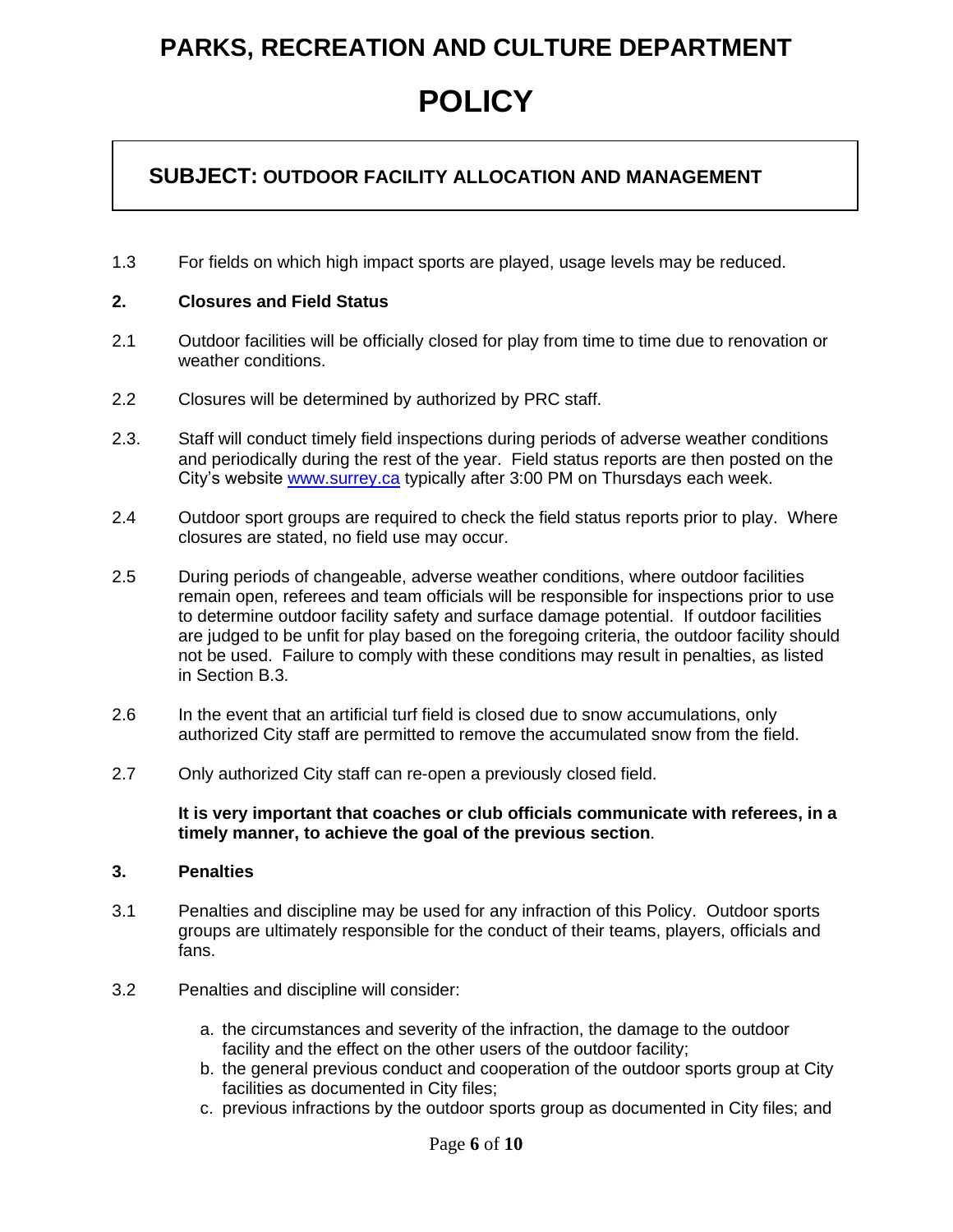1.3 For fields on which high impact sports are played, usage levels may be reduced.

**2. Closures and Field Status**

2.1 Outdoor facilities will be officially closed for play from time to time due to renovation or weather conditions.

2.2 Closures will be determined by authorized by PRC staff.

2.3. Staff will conduct timely field inspections during periods of adverse weather conditions and periodically during the rest of the year. Field status reports are then posted on the City's website [www.surrey.ca](http://www.surrey.ca) typically after 3:00 PM on Thursdays each week.

2.4 Outdoor sport groups are required to check the field status reports prior to play. Where closures are stated, no field use may occur.

2.5 During periods of changeable, adverse weather conditions, where outdoor facilities remain open, referees and team officials will be responsible for inspections prior to use to determine outdoor facility safety and surface damage potential. If outdoor facilities are judged to be unfit for play based on the foregoing criteria, the outdoor facility should not be used. Failure to comply with these conditions may result in penalties, as listed in Section B.3.

2.6 In the event that an artificial turf field is closed due to snow accumulations, only authorized City staff are permitted to remove the accumulated snow from the field.

2.7 Only authorized City staff can re-open a previously closed field.

**It is very important that coaches or club officials communicate with referees, in a timely manner, to achieve the goal of the previous section**.

**3. Penalties**

3.1 Penalties and discipline may be used for any infraction of this Policy. Outdoor sports groups are ultimately responsible for the conduct of their teams, players, officials and fans.

3.2 Penalties and discipline will consider:

a. the circumstances and severity of the infraction, the damage to the outdoor facility and the effect on the other users of the outdoor facility;
b. the general previous conduct and cooperation of the outdoor sports group at City facilities as documented in City files;
c. previous infractions by the outdoor sports group as documented in City files; and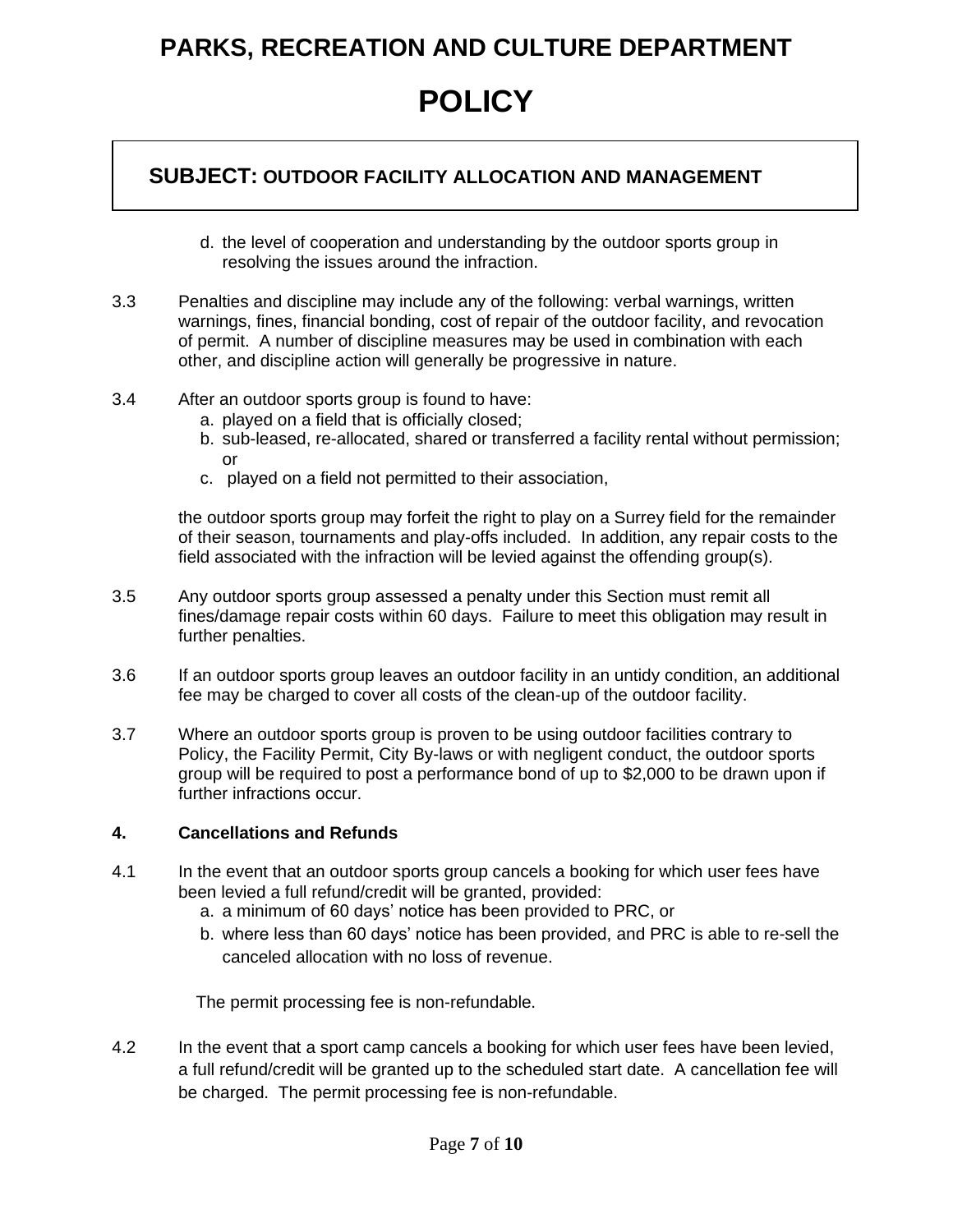d. the level of cooperation and understanding by the outdoor sports group in resolving the issues around the infraction.

3.3 Penalties and discipline may include any of the following: verbal warnings, written warnings, fines, financial bonding, cost of repair of the outdoor facility, and revocation of permit. A number of discipline measures may be used in combination with each other, and discipline action will generally be progressive in nature.

3.4 After an outdoor sports group is found to have:

a. played on a field that is officially closed;
b. sub-leased, re-allocated, shared or transferred a facility rental without permission; or
c. played on a field not permitted to their association,

the outdoor sports group may forfeit the right to play on a Surrey field for the remainder of their season, tournaments and play-offs included. In addition, any repair costs to the field associated with the infraction will be levied against the offending group(s).

3.5 Any outdoor sports group assessed a penalty under this Section must remit all fines/damage repair costs within 60 days. Failure to meet this obligation may result in further penalties.

3.6 If an outdoor sports group leaves an outdoor facility in an untidy condition, an additional fee may be charged to cover all costs of the clean-up of the outdoor facility.

3.7 Where an outdoor sports group is proven to be using outdoor facilities contrary to Policy, the Facility Permit, City By-laws or with negligent conduct, the outdoor sports group will be required to post a performance bond of up to $2,000 to be drawn upon if further infractions occur.

**4. Cancellations and Refunds**

4.1 In the event that an outdoor sports group cancels a booking for which user fees have been levied a full refund/credit will be granted, provided:

a. a minimum of 60 days' notice has been provided to PRC, or
b. where less than 60 days' notice has been provided, and PRC is able to re-sell the canceled allocation with no loss of revenue.

The permit processing fee is non-refundable.

4.2 In the event that a sport camp cancels a booking for which user fees have been levied, a full refund/credit will be granted up to the scheduled start date. A cancellation fee will be charged. The permit processing fee is non-refundable.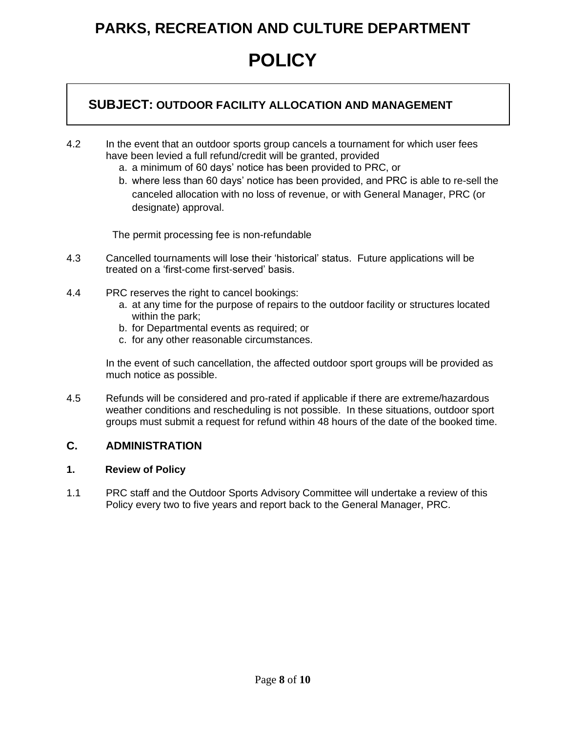4.2 In the event that an outdoor sports group cancels a tournament for which user fees have been levied a full refund/credit will be granted, provided

   a. a minimum of 60 days' notice has been provided to PRC, or
   b. where less than 60 days' notice has been provided, and PRC is able to re-sell the canceled allocation with no loss of revenue, or with General Manager, PRC (or designate) approval.

   The permit processing fee is non-refundable

4.3 Cancelled tournaments will lose their 'historical' status. Future applications will be treated on a 'first-come first-served' basis.

4.4 PRC reserves the right to cancel bookings:

   a. at any time for the purpose of repairs to the outdoor facility or structures located within the park;
   b. for Departmental events as required; or
   c. for any other reasonable circumstances.

   In the event of such cancellation, the affected outdoor sport groups will be provided as much notice as possible.

4.5 Refunds will be considered and pro-rated if applicable if there are extreme/hazardous weather conditions and rescheduling is not possible. In these situations, outdoor sport groups must submit a request for refund within 48 hours of the date of the booked time.

## C. ADMINISTRATION

### 1. Review of Policy

1.1 PRC staff and the Outdoor Sports Advisory Committee will undertake a review of this Policy every two to five years and report back to the General Manager, PRC.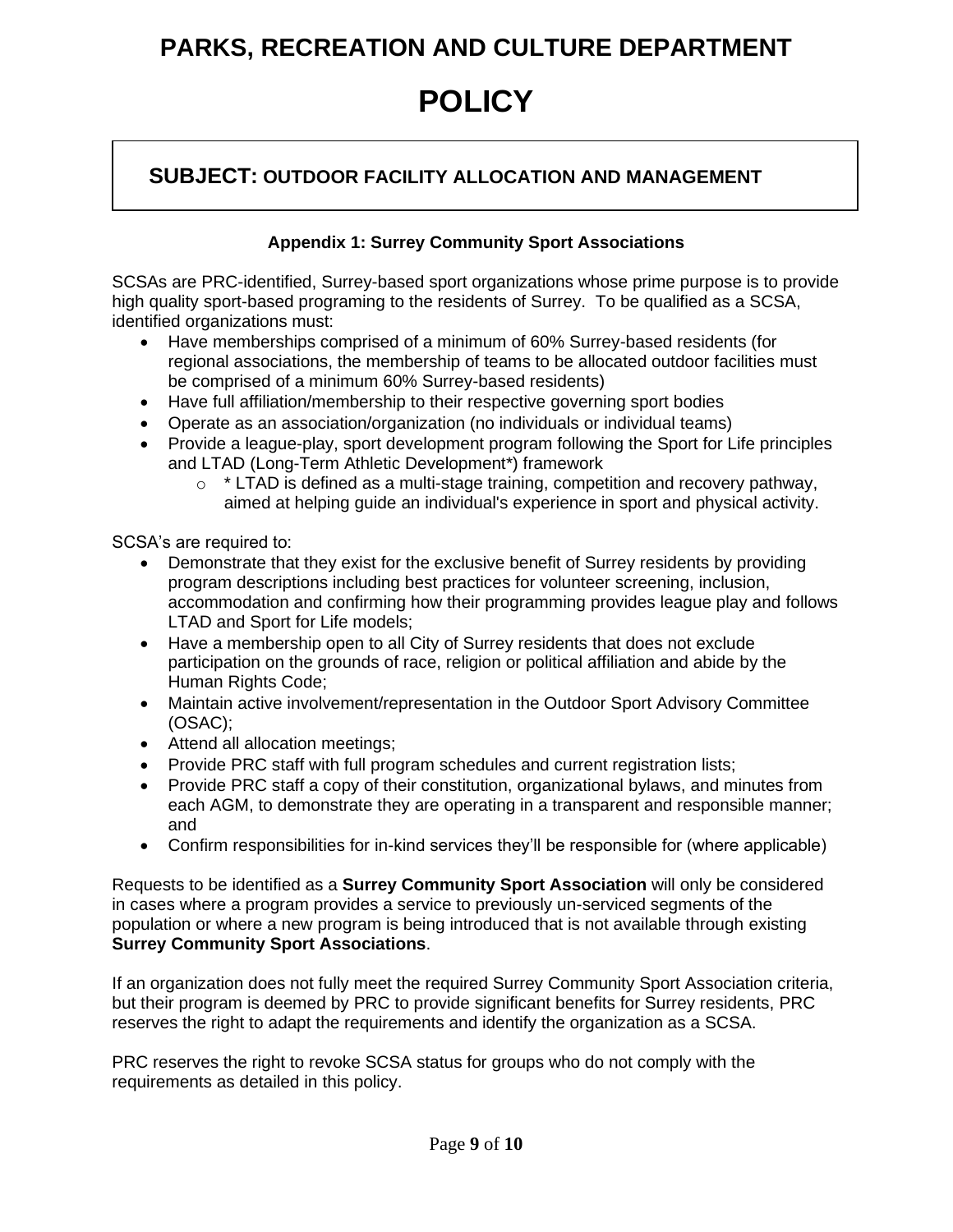# PARKS, RECREATION AND CULTURE DEPARTMENT

# POLICY

## SUBJECT: OUTDOOR FACILITY ALLOCATION AND MANAGEMENT

### Appendix 1: Surrey Community Sport Associations

SCSAs are PRC-identified, Surrey-based sport organizations whose prime purpose is to provide high quality sport-based programing to the residents of Surrey. To be qualified as a SCSA, identified organizations must:

- Have memberships comprised of a minimum of 60% Surrey-based residents (for regional associations, the membership of teams to be allocated outdoor facilities must be comprised of a minimum 60% Surrey-based residents)
- Have full affiliation/membership to their respective governing sport bodies
- Operate as an association/organization (no individuals or individual teams)
- Provide a league-play, sport development program following the Sport for Life principles and LTAD (Long-Term Athletic Development*) framework
  - * LTAD is defined as a multi-stage training, competition and recovery pathway, aimed at helping guide an individual's experience in sport and physical activity.

SCSA's are required to:

- Demonstrate that they exist for the exclusive benefit of Surrey residents by providing program descriptions including best practices for volunteer screening, inclusion, accommodation and confirming how their programming provides league play and follows LTAD and Sport for Life models;
- Have a membership open to all City of Surrey residents that does not exclude participation on the grounds of race, religion or political affiliation and abide by the Human Rights Code;
- Maintain active involvement/representation in the Outdoor Sport Advisory Committee (OSAC);
- Attend all allocation meetings;
- Provide PRC staff with full program schedules and current registration lists;
- Provide PRC staff a copy of their constitution, organizational bylaws, and minutes from each AGM, to demonstrate they are operating in a transparent and responsible manner; and
- Confirm responsibilities for in-kind services they'll be responsible for (where applicable)

Requests to be identified as a **Surrey Community Sport Association** will only be considered in cases where a program provides a service to previously un-serviced segments of the population or where a new program is being introduced that is not available through existing **Surrey Community Sport Associations**.

If an organization does not fully meet the required Surrey Community Sport Association criteria, but their program is deemed by PRC to provide significant benefits for Surrey residents, PRC reserves the right to adapt the requirements and identify the organization as a SCSA.

PRC reserves the right to revoke SCSA status for groups who do not comply with the requirements as detailed in this policy.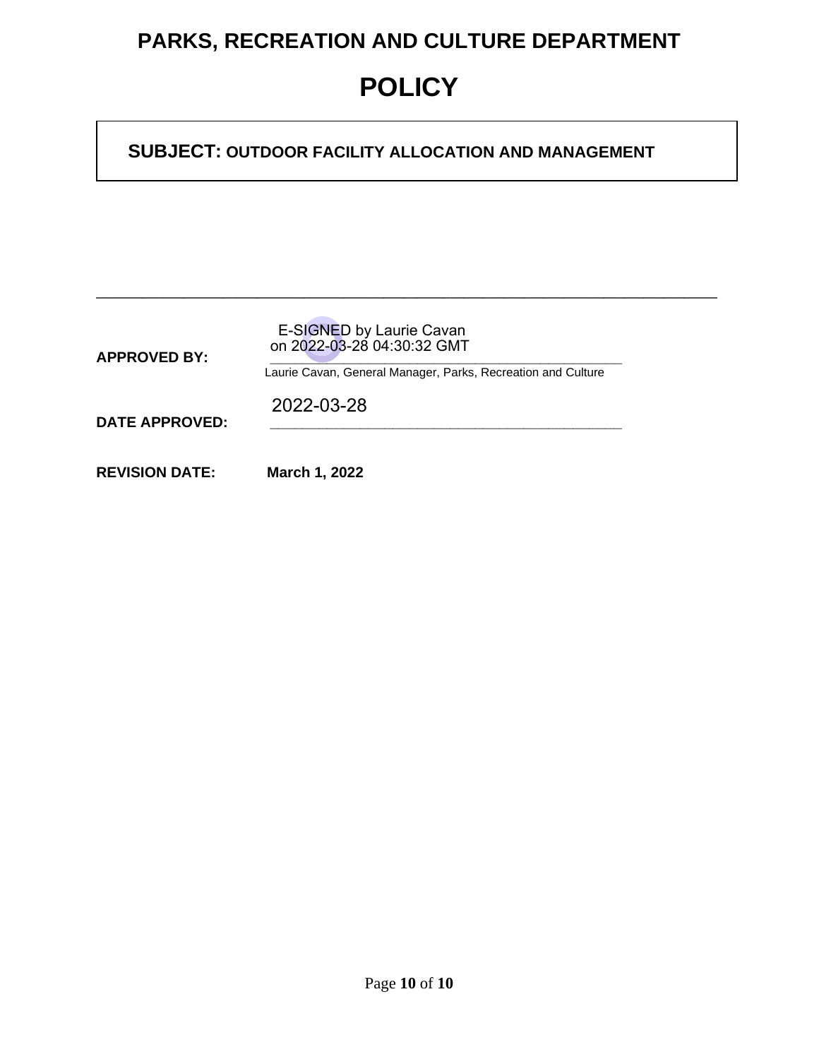# PARKS, RECREATION AND CULTURE DEPARTMENT

# POLICY

## SUBJECT: OUTDOOR FACILITY ALLOCATION AND MANAGEMENT

---

**APPROVED BY:** E-SIGNED by Laurie Cavan on 2022-03-28 04:30:32 GMT

Laurie Cavan, General Manager, Parks, Recreation and Culture

**DATE APPROVED:** 2022-03-28

**REVISION DATE:** **March 1, 2022**